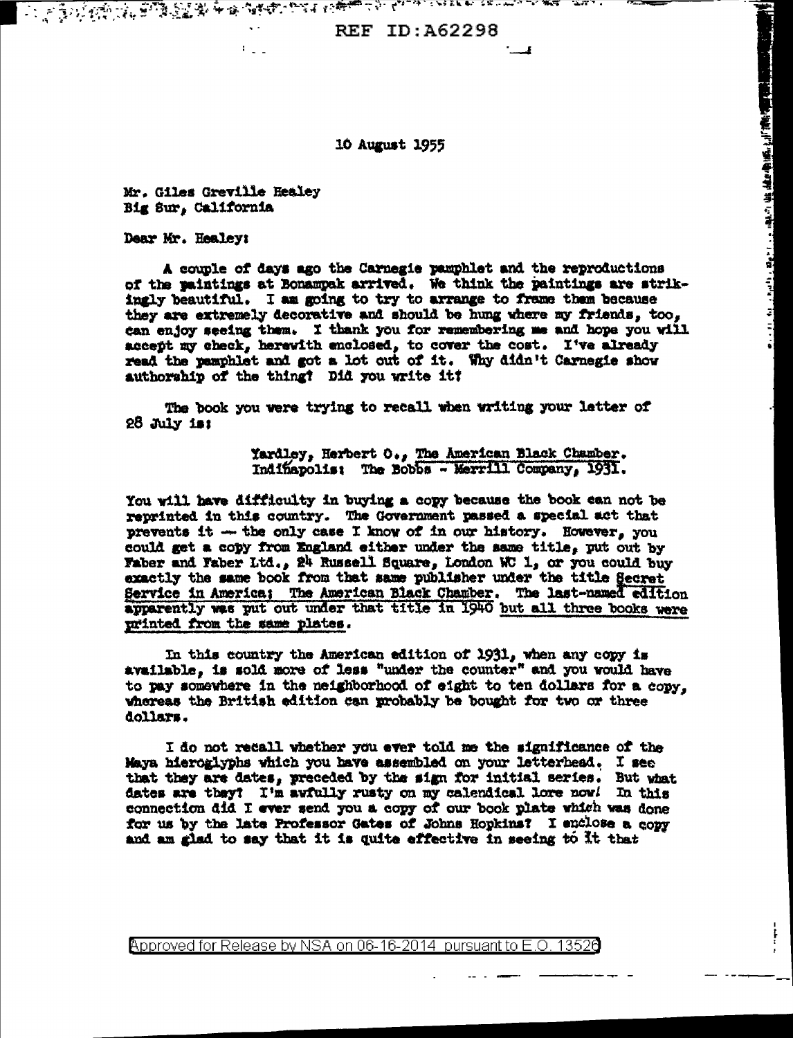REF ID:A62298

10 August 1955

Mr. Giles Greville Healey
Big Sur, California

Dear Mr. Healey:

A couple of days ago the Carnegie pamphlet and the reproductions of the paintings at Bonampak arrived. We think the paintings are strikingly beautiful. I am going to try to arrange to frame them because they are extremely decorative and should be hung where my friends, too, can enjoy seeing them. I thank you for remembering me and hope you will accept my check, herewith enclosed, to cover the cost. I've already read the pamphlet and got a lot out of it. Why didn't Carnegie show authorship of the thing? Did you write it?

The book you were trying to recall when writing your letter of 28 July is:

> Yardley, Herbert O., The American Black Chamber. Indianapolis: The Bobbs - Merrill Company, 1931.

You will have difficulty in buying a copy because the book can not be reprinted in this country. The Government passed a special act that prevents it -- the only case I know of in our history. However, you could get a copy from England either under the same title, put out by Faber and Faber Ltd., 24 Russell Square, London WC 1, or you could buy exactly the same book from that same publisher under the title Secret Service in America: The American Black Chamber. The last-named edition apparently was put out under that title in 1940 but all three books were printed from the same plates.

In this country the American edition of 1931, when any copy is available, is sold more of less "under the counter" and you would have to pay somewhere in the neighborhood of eight to ten dollars for a copy, whereas the British edition can probably be bought for two or three dollars.

I do not recall whether you ever told me the significance of the Maya hieroglyphs which you have assembled on your letterhead. I see that they are dates, preceded by the sign for initial series. But what dates are they? I'm awfully rusty on my calendical lore now! In this connection did I ever send you a copy of our book plate which was done for us by the late Professor Gates of Johns Hopkins? I enclose a copy and am glad to say that it is quite effective in seeing to it that

Approved for Release by NSA on 06-16-2014 pursuant to E.O. 13526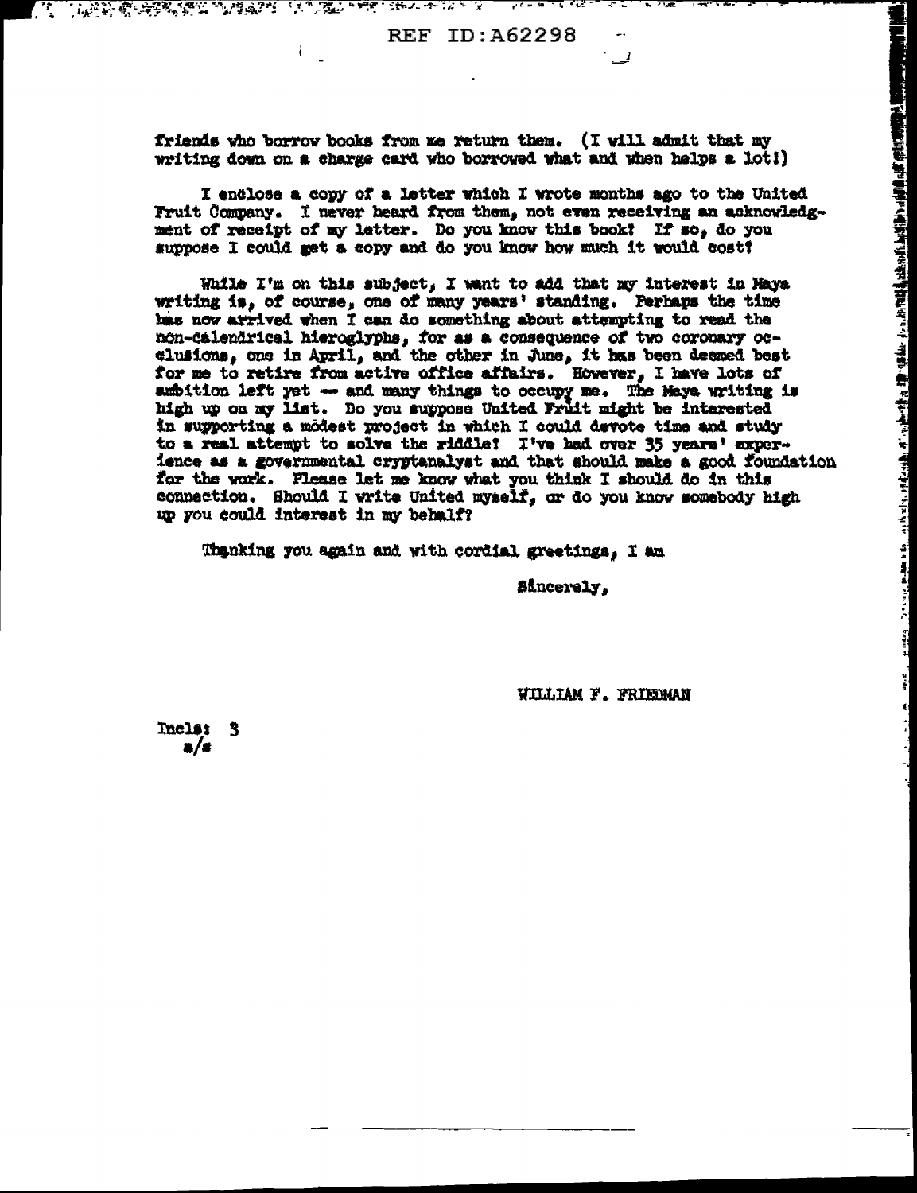friends who borrow books from me return them. (I will admit that my writing down on a charge card who borrowed what and when helps a lot!)

I enclose a copy of a letter which I wrote months ago to the United Fruit Company. I never heard from them, not even receiving an acknowledgment of receipt of my letter. Do you know this book? If so, do you suppose I could get a copy and do you know how much it would cost?

While I'm on this subject, I want to add that my interest in Maya writing is, of course, one of many years' standing. Perhaps the time has now arrived when I can do something about attempting to read the non-calendrical hieroglyphs, for as a consequence of two coronary occlusions, one in April, and the other in June, it has been deemed best for me to retire from active office affairs. However, I have lots of ambition left yet -- and many things to occupy me. The Maya writing is high up on my list. Do you suppose United Fruit might be interested in supporting a modest project in which I could devote time and study to a real attempt to solve the riddle? I've had over 35 years' experience as a governmental cryptanalyst and that should make a good foundation for the work. Please let me know what you think I should do in this connection. Should I write United myself, or do you know somebody high up you could interest in my behalf?

Thanking you again and with cordial greetings, I am

Sincerely,

WILLIAM F. FRIEDMAN

Incls: 3
a/s